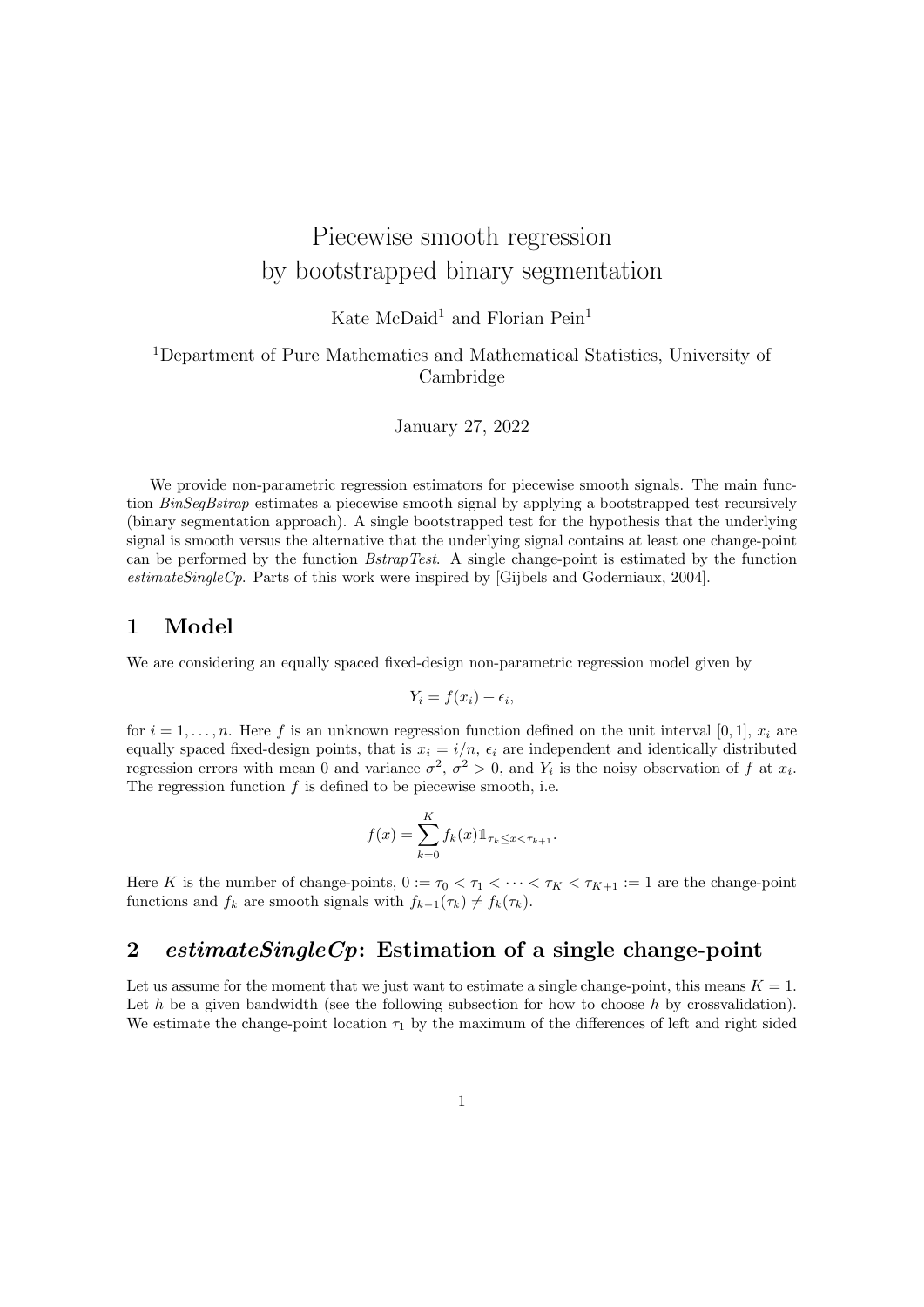# Piecewise smooth regression by bootstrapped binary segmentation

Kate McDaid[1] and Florian Pein[1]

[1]Department of Pure Mathematics and Mathematical Statistics, University of Cambridge

January 27, 2022

We provide non-parametric regression estimators for piecewise smooth signals. The main function *BinSegBstrap* estimates a piecewise smooth signal by applying a bootstrapped test recursively (binary segmentation approach). A single bootstrapped test for the hypothesis that the underlying signal is smooth versus the alternative that the underlying signal contains at least one change-point can be performed by the function *BstrapTest*. A single change-point is estimated by the function *estimateSingleCp*. Parts of this work were inspired by [Gijbels and Goderniaux, 2004].

## 1 Model

We are considering an equally spaced fixed-design non-parametric regression model given by

$$Y_i = f(x_i) + \epsilon_i,$$

for $i = 1, \ldots, n$. Here $f$ is an unknown regression function defined on the unit interval $[0, 1]$, $x_i$ are equally spaced fixed-design points, that is $x_i = i/n$, $\epsilon_i$ are independent and identically distributed regression errors with mean 0 and variance $\sigma^2$, $\sigma^2 > 0$, and $Y_i$ is the noisy observation of $f$ at $x_i$. The regression function $f$ is defined to be piecewise smooth, i.e.

$$f(x) = \sum_{k=0}^{K} f_k(x) \mathbb{1}_{\tau_k \leq x < \tau_{k+1}}.$$

Here $K$ is the number of change-points, $0 := \tau_0 < \tau_1 < \cdots < \tau_K < \tau_{K+1} := 1$ are the change-point functions and $f_k$ are smooth signals with $f_{k-1}(\tau_k) \neq f_k(\tau_k)$.

## 2 *estimateSingleCp*: Estimation of a single change-point

Let us assume for the moment that we just want to estimate a single change-point, this means $K = 1$. Let $h$ be a given bandwidth (see the following subsection for how to choose $h$ by crossvalidation). We estimate the change-point location $\tau_1$ by the maximum of the differences of left and right sided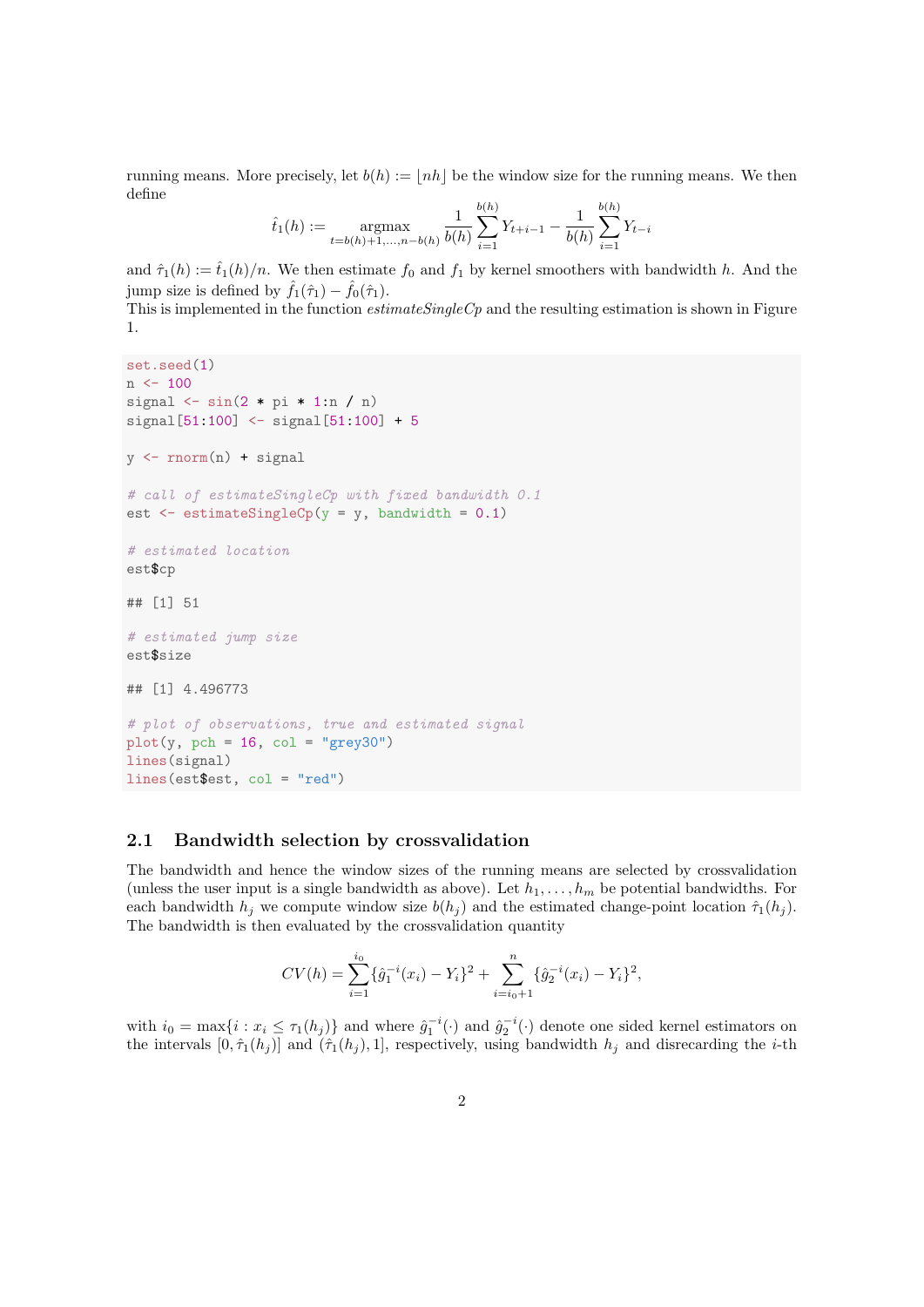running means. More precisely, let $b(h) := \lfloor nh \rfloor$ be the window size for the running means. We then define

$$\hat{t}_1(h) := \underset{t=b(h)+1,\ldots,n-b(h)}{\operatorname{argmax}} \frac{1}{b(h)} \sum_{i=1}^{b(h)} Y_{t+i-1} - \frac{1}{b(h)} \sum_{i=1}^{b(h)} Y_{t-i}$$

and $\hat{\tau}_1(h) := \hat{t}_1(h)/n$. We then estimate $f_0$ and $f_1$ by kernel smoothers with bandwidth $h$. And the jump size is defined by $\hat{f}_1(\hat{\tau}_1) - \hat{f}_0(\hat{\tau}_1)$.
This is implemented in the function *estimateSingleCp* and the resulting estimation is shown in Figure 1.

```
set.seed(1)
n <- 100
signal <- sin(2 * pi * 1:n / n)
signal[51:100] <- signal[51:100] + 5

y <- rnorm(n) + signal

# call of estimateSingleCp with fixed bandwidth 0.1
est <- estimateSingleCp(y = y, bandwidth = 0.1)

# estimated location
est$cp

## [1] 51

# estimated jump size
est$size

## [1] 4.496773

# plot of observations, true and estimated signal
plot(y, pch = 16, col = "grey30")
lines(signal)
lines(est$est, col = "red")
```

## 2.1 Bandwidth selection by crossvalidation

The bandwidth and hence the window sizes of the running means are selected by crossvalidation (unless the user input is a single bandwidth as above). Let $h_1, \ldots, h_m$ be potential bandwidths. For each bandwidth $h_j$ we compute window size $b(h_j)$ and the estimated change-point location $\hat{\tau}_1(h_j)$. The bandwidth is then evaluated by the crossvalidation quantity

$$CV(h) = \sum_{i=1}^{i_0} \{\hat{g}_1^{-i}(x_i) - Y_i\}^2 + \sum_{i=i_0+1}^{n} \{\hat{g}_2^{-i}(x_i) - Y_i\}^2,$$

with $i_0 = \max\{i : x_i \leq \tau_1(h_j)\}$ and where $\hat{g}_1^{-i}(\cdot)$ and $\hat{g}_2^{-i}(\cdot)$ denote one sided kernel estimators on the intervals $[0, \hat{\tau}_1(h_j)]$ and $(\hat{\tau}_1(h_j), 1]$, respectively, using bandwidth $h_j$ and disregarding the $i$-th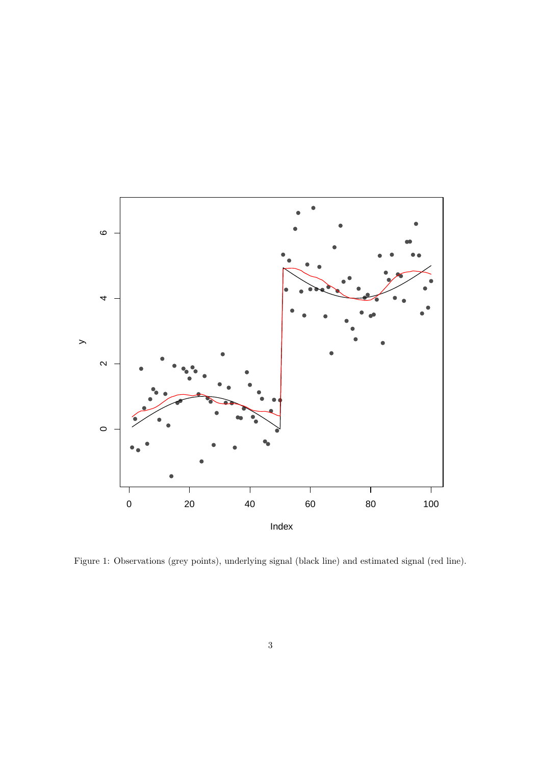Figure 1: Observations (grey points), underlying signal (black line) and estimated signal (red line).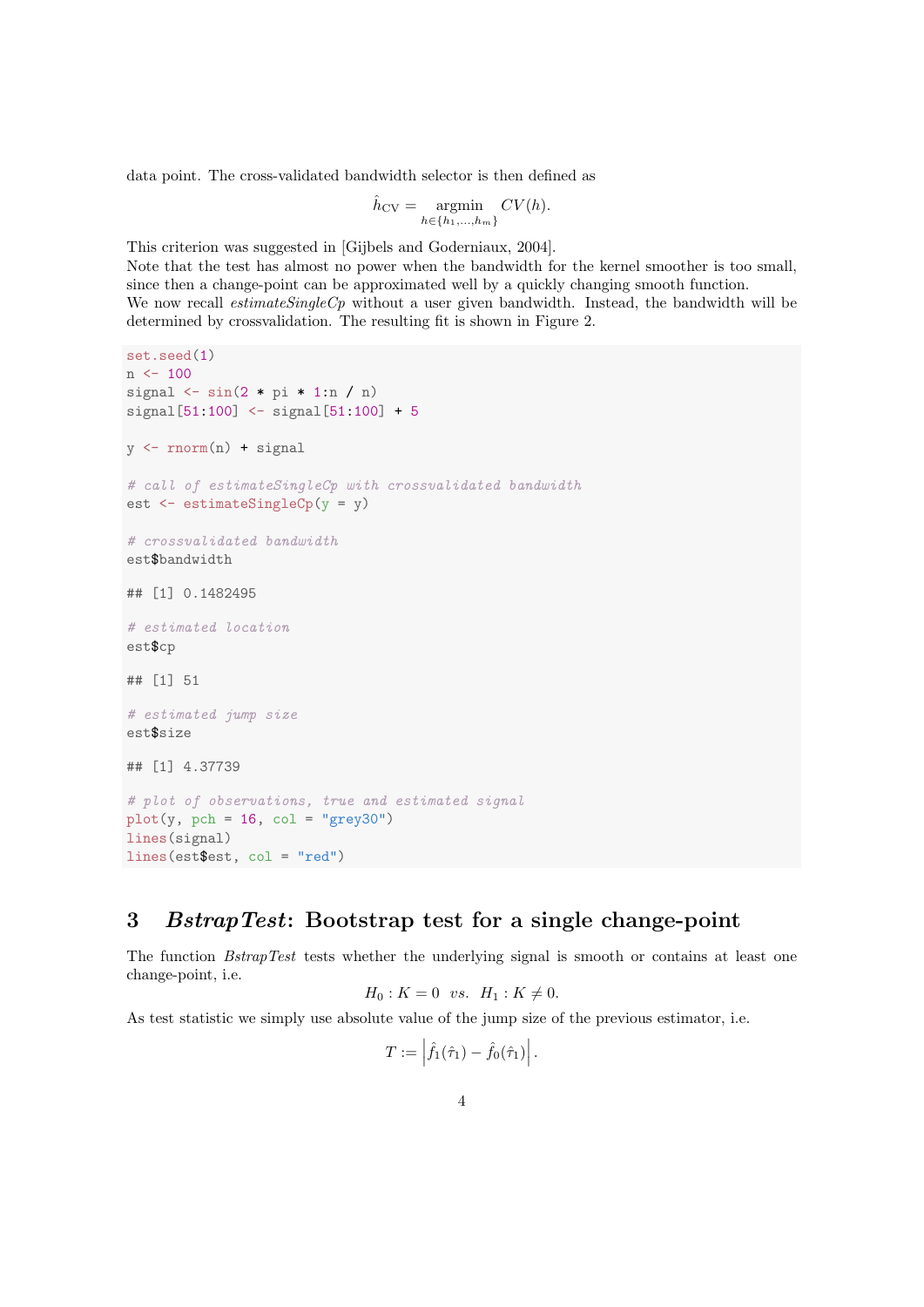data point. The cross-validated bandwidth selector is then defined as

$$\hat{h}_{\text{CV}} = \underset{h \in \{h_1, \ldots, h_m\}}{\text{argmin}} \; CV(h).$$

This criterion was suggested in [Gijbels and Goderniaux, 2004].
Note that the test has almost no power when the bandwidth for the kernel smoother is too small, since then a change-point can be approximated well by a quickly changing smooth function.
We now recall *estimateSingleCp* without a user given bandwidth. Instead, the bandwidth will be determined by crossvalidation. The resulting fit is shown in Figure 2.

```
set.seed(1)
n <- 100
signal <- sin(2 * pi * 1:n / n)
signal[51:100] <- signal[51:100] + 5

y <- rnorm(n) + signal

# call of estimateSingleCp with crossvalidated bandwidth
est <- estimateSingleCp(y = y)

# crossvalidated bandwidth
est$bandwidth

## [1] 0.1482495

# estimated location
est$cp

## [1] 51

# estimated jump size
est$size

## [1] 4.37739

# plot of observations, true and estimated signal
plot(y, pch = 16, col = "grey30")
lines(signal)
lines(est$est, col = "red")
```

## 3 *BstrapTest*: Bootstrap test for a single change-point

The function *BstrapTest* tests whether the underlying signal is smooth or contains at least one change-point, i.e.

$$H_0 : K = 0 \;\; vs. \;\; H_1 : K \neq 0.$$

As test statistic we simply use absolute value of the jump size of the previous estimator, i.e.

$$T := \left| \hat{f}_1(\hat{\tau}_1) - \hat{f}_0(\hat{\tau}_1) \right|.$$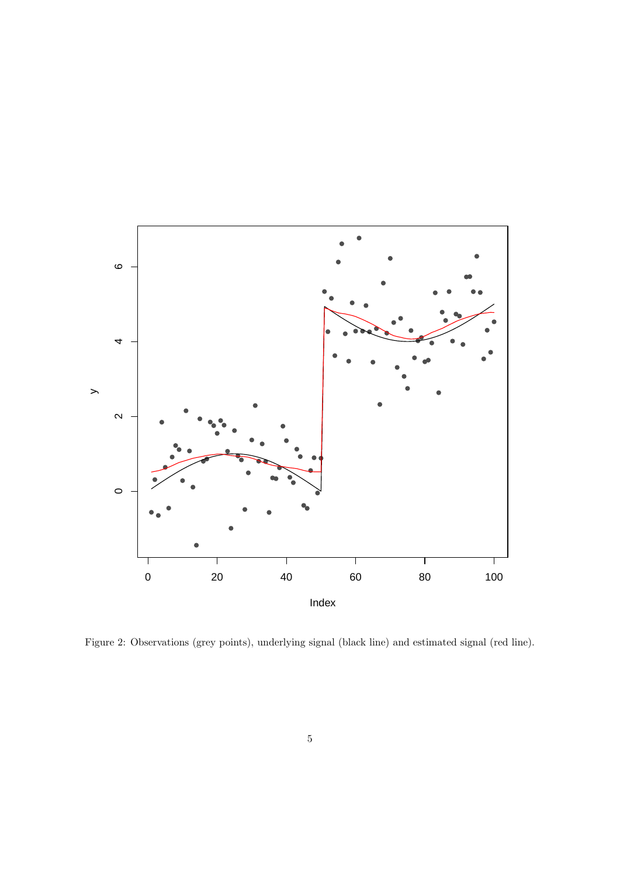Figure 2: Observations (grey points), underlying signal (black line) and estimated signal (red line).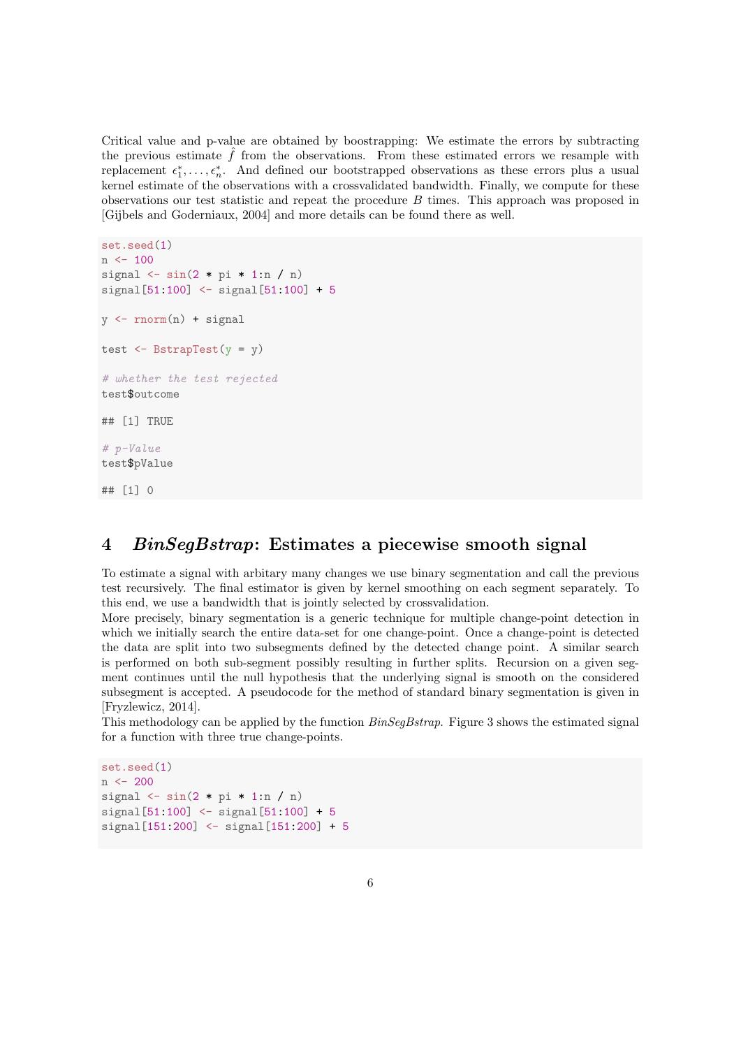Critical value and p-value are obtained by boostrapping: We estimate the errors by subtracting the previous estimate $\hat{f}$ from the observations. From these estimated errors we resample with replacement $\epsilon_1^*, \ldots, \epsilon_n^*$. And defined our bootstrapped observations as these errors plus a usual kernel estimate of the observations with a crossvalidated bandwidth. Finally, we compute for these observations our test statistic and repeat the procedure $B$ times. This approach was proposed in [Gijbels and Goderniaux, 2004] and more details can be found there as well.

```
set.seed(1)
n <- 100
signal <- sin(2 * pi * 1:n / n)
signal[51:100] <- signal[51:100] + 5

y <- rnorm(n) + signal

test <- BstrapTest(y = y)

# whether the test rejected
test$outcome

## [1] TRUE

# p-Value
test$pValue

## [1] 0
```

## 4 *BinSegBstrap*: Estimates a piecewise smooth signal

To estimate a signal with arbitary many changes we use binary segmentation and call the previous test recursively. The final estimator is given by kernel smoothing on each segment separately. To this end, we use a bandwidth that is jointly selected by crossvalidation.
More precisely, binary segmentation is a generic technique for multiple change-point detection in which we initially search the entire data-set for one change-point. Once a change-point is detected the data are split into two subsegments defined by the detected change point. A similar search is performed on both sub-segment possibly resulting in further splits. Recursion on a given segment continues until the null hypothesis that the underlying signal is smooth on the considered subsegment is accepted. A pseudocode for the method of standard binary segmentation is given in [Fryzlewicz, 2014].
This methodology can be applied by the function *BinSegBstrap*. Figure 3 shows the estimated signal for a function with three true change-points.

```
set.seed(1)
n <- 200
signal <- sin(2 * pi * 1:n / n)
signal[51:100] <- signal[51:100] + 5
signal[151:200] <- signal[151:200] + 5
```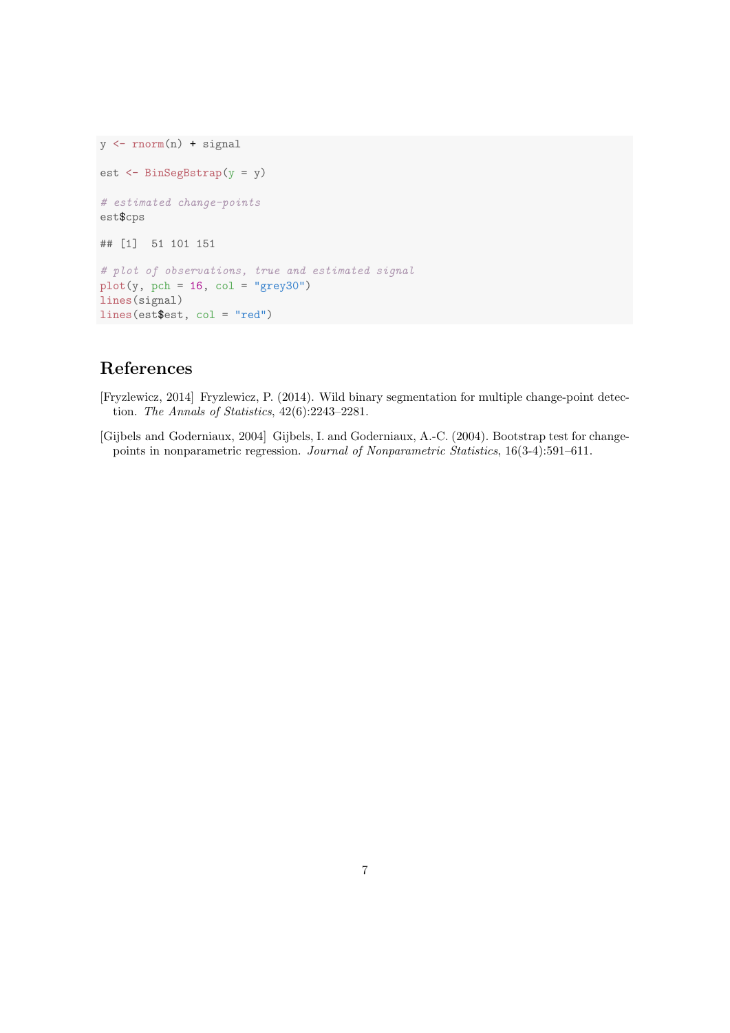```r
y <- rnorm(n) + signal

est <- BinSegBstrap(y = y)

# estimated change-points
est$cps

## [1]  51 101 151

# plot of observations, true and estimated signal
plot(y, pch = 16, col = "grey30")
lines(signal)
lines(est$est, col = "red")
```

# References

[Fryzlewicz, 2014] Fryzlewicz, P. (2014). Wild binary segmentation for multiple change-point detection. *The Annals of Statistics*, 42(6):2243–2281.

[Gijbels and Goderniaux, 2004] Gijbels, I. and Goderniaux, A.-C. (2004). Bootstrap test for change-points in nonparametric regression. *Journal of Nonparametric Statistics*, 16(3-4):591–611.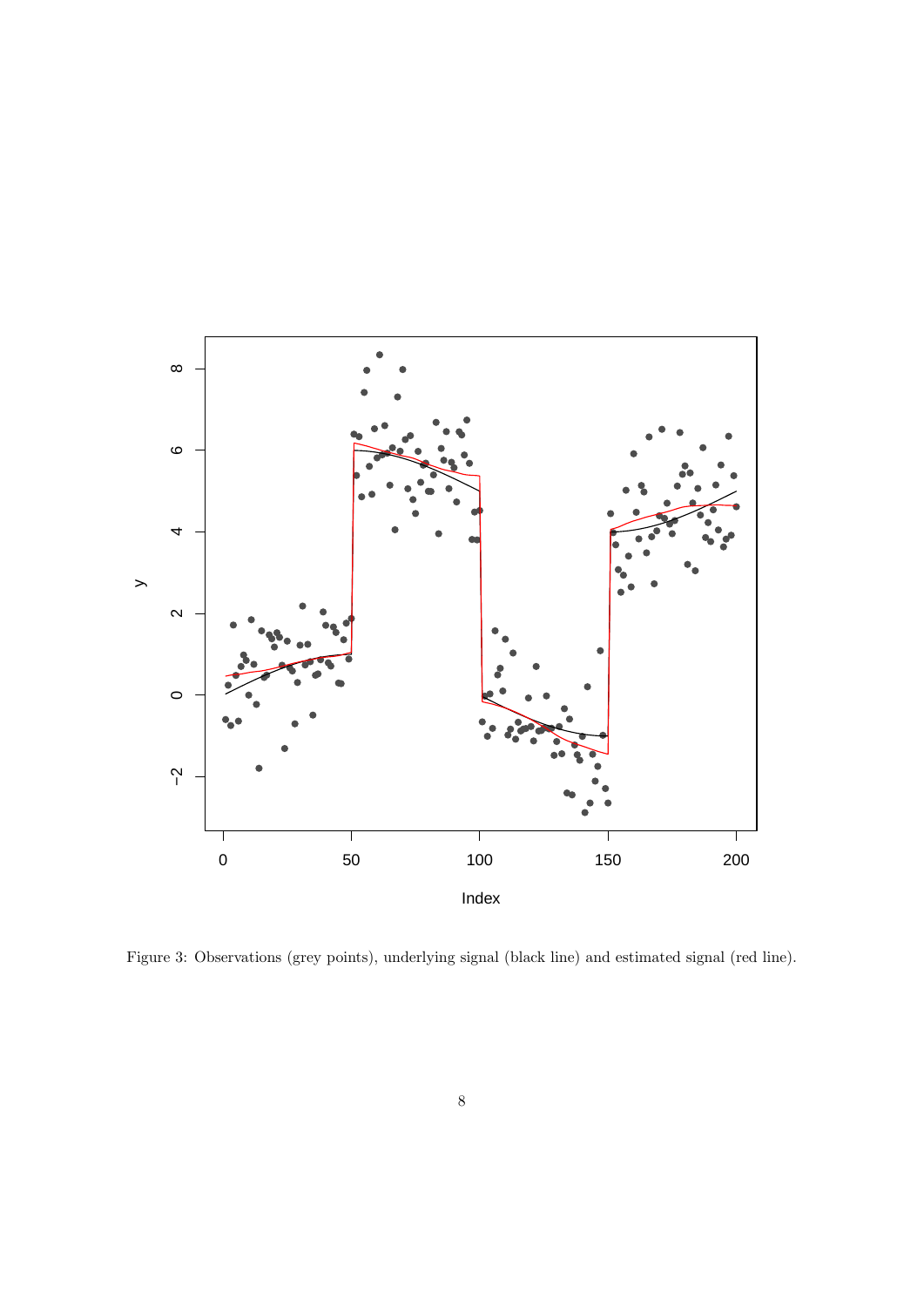8

6

4

2

0

−2

y

0

50

100

150

200

Index

Figure 3: Observations (grey points), underlying signal (black line) and estimated signal (red line).